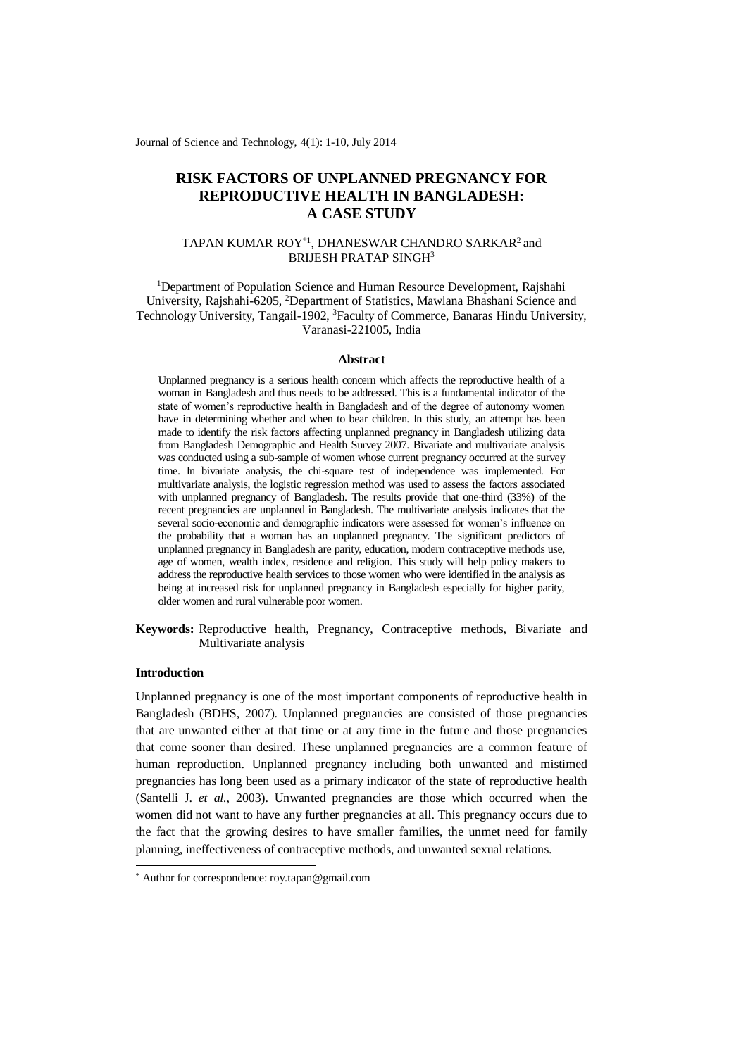# RISK FACTORS OF UNPLANNED PREGNANCY FOR REPRODUCTIVE HEALTH IN BANGLADESH: A CASE STUDY

TAPAN KUMAR ROY*[1], DHANESWAR CHANDRO SARKAR[2] and BRIJESH PRATAP SINGH[3]

[1]Department of Population Science and Human Resource Development, Rajshahi University, Rajshahi-6205, [2]Department of Statistics, Mawlana Bhashani Science and Technology University, Tangail-1902, [3]Faculty of Commerce, Banaras Hindu University, Varanasi-221005, India

### Abstract

Unplanned pregnancy is a serious health concern which affects the reproductive health of a woman in Bangladesh and thus needs to be addressed. This is a fundamental indicator of the state of women's reproductive health in Bangladesh and of the degree of autonomy women have in determining whether and when to bear children. In this study, an attempt has been made to identify the risk factors affecting unplanned pregnancy in Bangladesh utilizing data from Bangladesh Demographic and Health Survey 2007. Bivariate and multivariate analysis was conducted using a sub-sample of women whose current pregnancy occurred at the survey time. In bivariate analysis, the chi-square test of independence was implemented. For multivariate analysis, the logistic regression method was used to assess the factors associated with unplanned pregnancy of Bangladesh. The results provide that one-third (33%) of the recent pregnancies are unplanned in Bangladesh. The multivariate analysis indicates that the several socio-economic and demographic indicators were assessed for women's influence on the probability that a woman has an unplanned pregnancy. The significant predictors of unplanned pregnancy in Bangladesh are parity, education, modern contraceptive methods use, age of women, wealth index, residence and religion. This study will help policy makers to address the reproductive health services to those women who were identified in the analysis as being at increased risk for unplanned pregnancy in Bangladesh especially for higher parity, older women and rural vulnerable poor women.

**Keywords:** Reproductive health, Pregnancy, Contraceptive methods, Bivariate and Multivariate analysis

### Introduction

Unplanned pregnancy is one of the most important components of reproductive health in Bangladesh (BDHS, 2007). Unplanned pregnancies are consisted of those pregnancies that are unwanted either at that time or at any time in the future and those pregnancies that come sooner than desired. These unplanned pregnancies are a common feature of human reproduction. Unplanned pregnancy including both unwanted and mistimed pregnancies has long been used as a primary indicator of the state of reproductive health (Santelli J. *et al.,* 2003). Unwanted pregnancies are those which occurred when the women did not want to have any further pregnancies at all. This pregnancy occurs due to the fact that the growing desires to have smaller families, the unmet need for family planning, ineffectiveness of contraceptive methods, and unwanted sexual relations.

---

* Author for correspondence: roy.tapan@gmail.com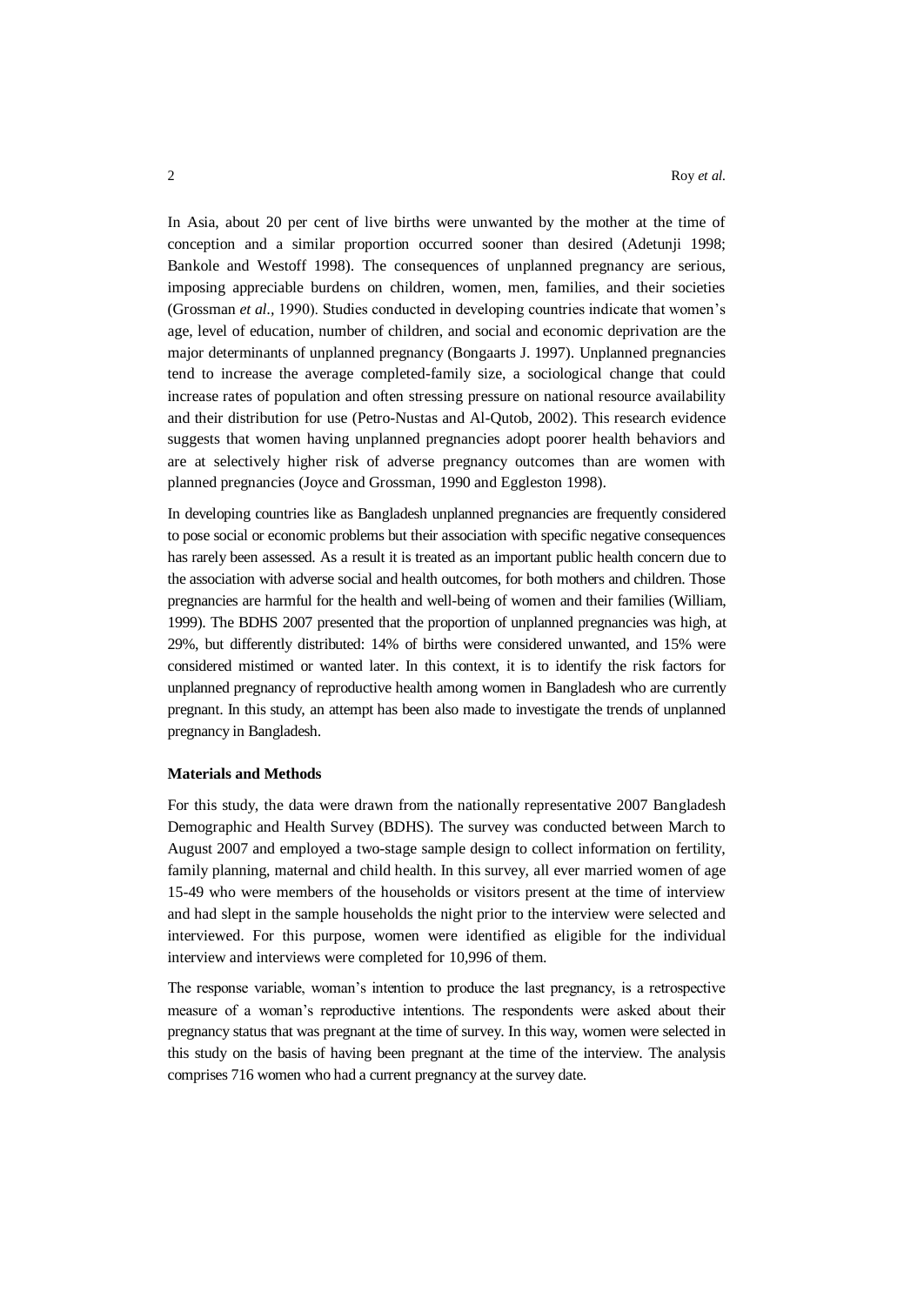In Asia, about 20 per cent of live births were unwanted by the mother at the time of conception and a similar proportion occurred sooner than desired (Adetunji 1998; Bankole and Westoff 1998). The consequences of unplanned pregnancy are serious, imposing appreciable burdens on children, women, men, families, and their societies (Grossman *et al*., 1990). Studies conducted in developing countries indicate that women's age, level of education, number of children, and social and economic deprivation are the major determinants of unplanned pregnancy (Bongaarts J. 1997). Unplanned pregnancies tend to increase the average completed-family size, a sociological change that could increase rates of population and often stressing pressure on national resource availability and their distribution for use (Petro-Nustas and Al-Qutob, 2002). This research evidence suggests that women having unplanned pregnancies adopt poorer health behaviors and are at selectively higher risk of adverse pregnancy outcomes than are women with planned pregnancies (Joyce and Grossman, 1990 and Eggleston 1998).

In developing countries like as Bangladesh unplanned pregnancies are frequently considered to pose social or economic problems but their association with specific negative consequences has rarely been assessed. As a result it is treated as an important public health concern due to the association with adverse social and health outcomes, for both mothers and children. Those pregnancies are harmful for the health and well-being of women and their families (William, 1999). The BDHS 2007 presented that the proportion of unplanned pregnancies was high, at 29%, but differently distributed: 14% of births were considered unwanted, and 15% were considered mistimed or wanted later. In this context, it is to identify the risk factors for unplanned pregnancy of reproductive health among women in Bangladesh who are currently pregnant. In this study, an attempt has been also made to investigate the trends of unplanned pregnancy in Bangladesh.

**Materials and Methods**

For this study, the data were drawn from the nationally representative 2007 Bangladesh Demographic and Health Survey (BDHS). The survey was conducted between March to August 2007 and employed a two-stage sample design to collect information on fertility, family planning, maternal and child health. In this survey, all ever married women of age 15-49 who were members of the households or visitors present at the time of interview and had slept in the sample households the night prior to the interview were selected and interviewed. For this purpose, women were identified as eligible for the individual interview and interviews were completed for 10,996 of them.

The response variable, woman's intention to produce the last pregnancy, is a retrospective measure of a woman's reproductive intentions. The respondents were asked about their pregnancy status that was pregnant at the time of survey. In this way, women were selected in this study on the basis of having been pregnant at the time of the interview. The analysis comprises 716 women who had a current pregnancy at the survey date.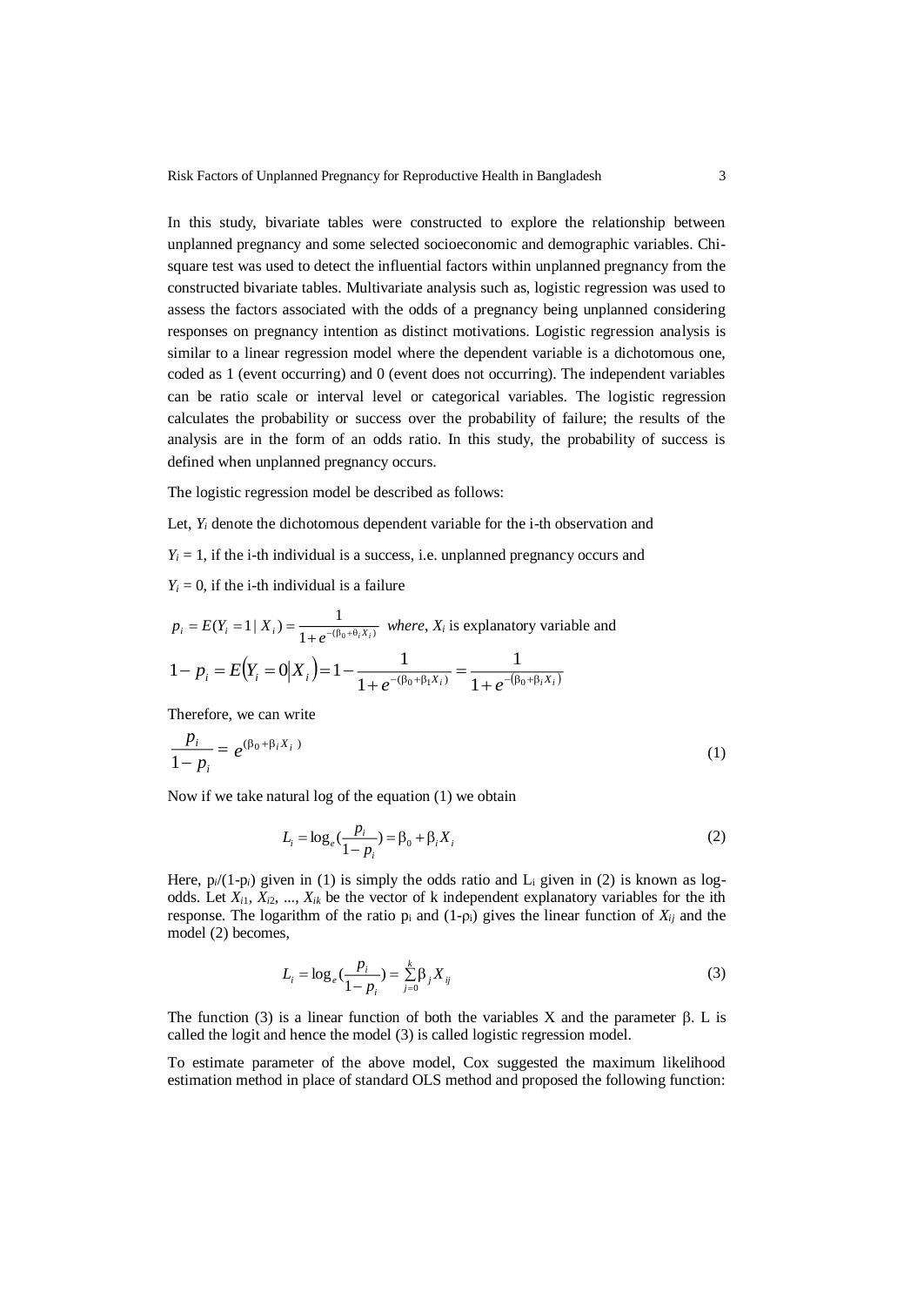In this study, bivariate tables were constructed to explore the relationship between unplanned pregnancy and some selected socioeconomic and demographic variables. Chi-square test was used to detect the influential factors within unplanned pregnancy from the constructed bivariate tables. Multivariate analysis such as, logistic regression was used to assess the factors associated with the odds of a pregnancy being unplanned considering responses on pregnancy intention as distinct motivations. Logistic regression analysis is similar to a linear regression model where the dependent variable is a dichotomous one, coded as 1 (event occurring) and 0 (event does not occurring). The independent variables can be ratio scale or interval level or categorical variables. The logistic regression calculates the probability or success over the probability of failure; the results of the analysis are in the form of an odds ratio. In this study, the probability of success is defined when unplanned pregnancy occurs.

The logistic regression model be described as follows:

Let, $Y_i$ denote the dichotomous dependent variable for the i-th observation and

$Y_i = 1$, if the i-th individual is a success, i.e. unplanned pregnancy occurs and

$Y_i = 0$, if the i-th individual is a failure

$p_i = E(Y_i = 1 \mid X_i) = \frac{1}{1+e^{-(\beta_0+\theta_i X_i)}}$ *where,* $X_i$ is explanatory variable and

$$1 - p_i = E(Y_i = 0 \mid X_i) = 1 - \frac{1}{1+e^{-(\beta_0+\beta_1 X_i)}} = \frac{1}{1+e^{-(\beta_0+\beta_i X_i)}}$$

Therefore, we can write

$$\frac{p_i}{1-p_i} = e^{(\beta_0+\beta_i X_i)} \tag{1}$$

Now if we take natural log of the equation (1) we obtain

$$L_i = \log_e\left(\frac{p_i}{1-p_i}\right) = \beta_0 + \beta_i X_i \tag{2}$$

Here, $p_i/(1-p_i)$ given in (1) is simply the odds ratio and $L_i$ given in (2) is known as log-odds. Let $X_{i1}, X_{i2}, \ldots, X_{ik}$ be the vector of k independent explanatory variables for the ith response. The logarithm of the ratio $p_i$ and $(1-\rho_i)$ gives the linear function of $X_{ij}$ and the model (2) becomes,

$$L_i = \log_e\left(\frac{p_i}{1-p_i}\right) = \sum_{j=0}^{k} \beta_j X_{ij} \tag{3}$$

The function (3) is a linear function of both the variables X and the parameter β. L is called the logit and hence the model (3) is called logistic regression model.

To estimate parameter of the above model, Cox suggested the maximum likelihood estimation method in place of standard OLS method and proposed the following function: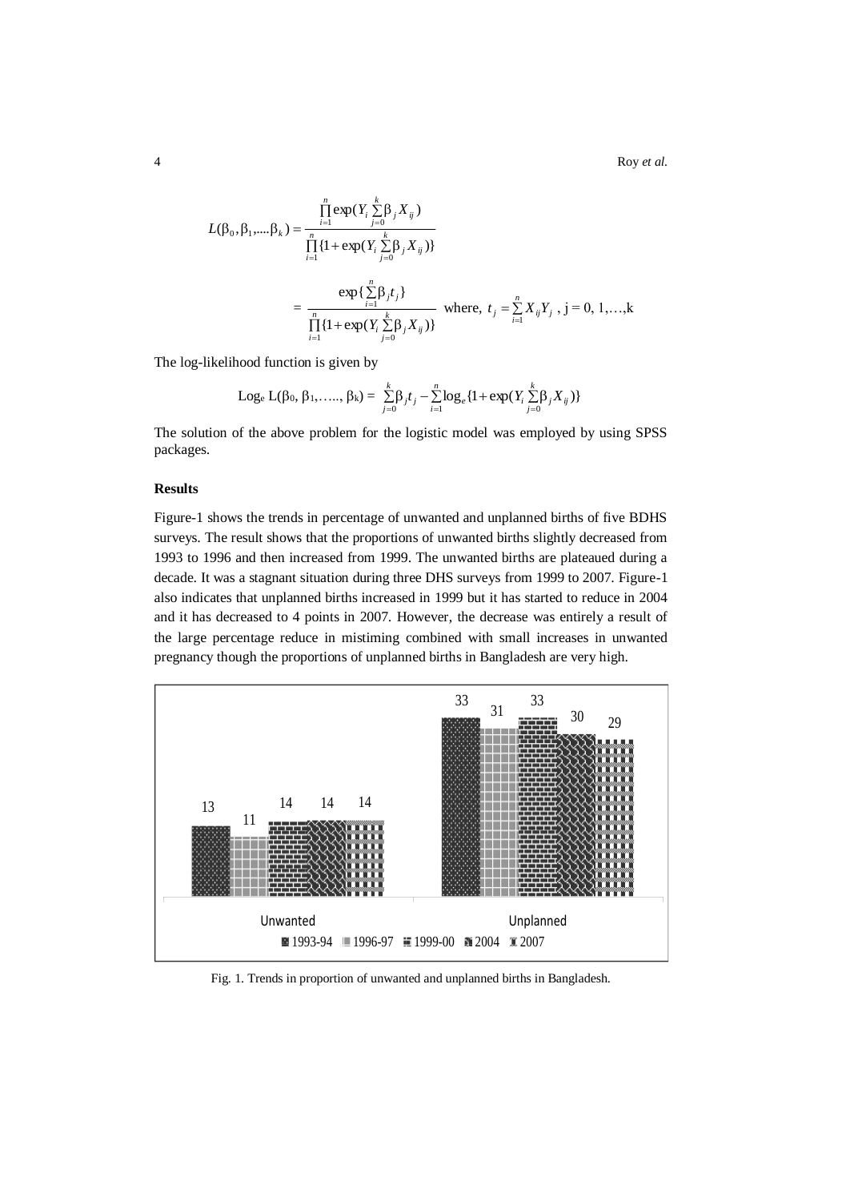$$L(\beta_0, \beta_1, \ldots \beta_k) = \frac{\prod_{i=1}^{n} \exp(Y_i \sum_{j=0}^{k} \beta_j X_{ij})}{\prod_{i=1}^{n} \{1 + \exp(Y_i \sum_{j=0}^{k} \beta_j X_{ij})\}}$$

$$= \frac{\exp\{\sum_{i=1}^{n} \beta_j t_j\}}{\prod_{i=1}^{n} \{1 + \exp(Y_i \sum_{j=0}^{k} \beta_j X_{ij})\}} \quad \text{where, } t_j = \sum_{i=1}^{n} X_{ij} Y_j \text{ , j = 0, 1,…,k}$$

The log-likelihood function is given by

$$\text{Log}_e \, L(\beta_0, \beta_1, \ldots, \beta_k) = \sum_{j=0}^{k} \beta_j t_j - \sum_{i=1}^{n} \log_e \{1 + \exp(Y_i \sum_{j=0}^{k} \beta_j X_{ij})\}$$

The solution of the above problem for the logistic model was employed by using SPSS packages.

**Results**

Figure-1 shows the trends in percentage of unwanted and unplanned births of five BDHS surveys. The result shows that the proportions of unwanted births slightly decreased from 1993 to 1996 and then increased from 1999. The unwanted births are plateaued during a decade. It was a stagnant situation during three DHS surveys from 1999 to 2007. Figure-1 also indicates that unplanned births increased in 1999 but it has started to reduce in 2004 and it has decreased to 4 points in 2007. However, the decrease was entirely a result of the large percentage reduce in mistiming combined with small increases in unwanted pregnancy though the proportions of unplanned births in Bangladesh are very high.

Fig. 1. Trends in proportion of unwanted and unplanned births in Bangladesh.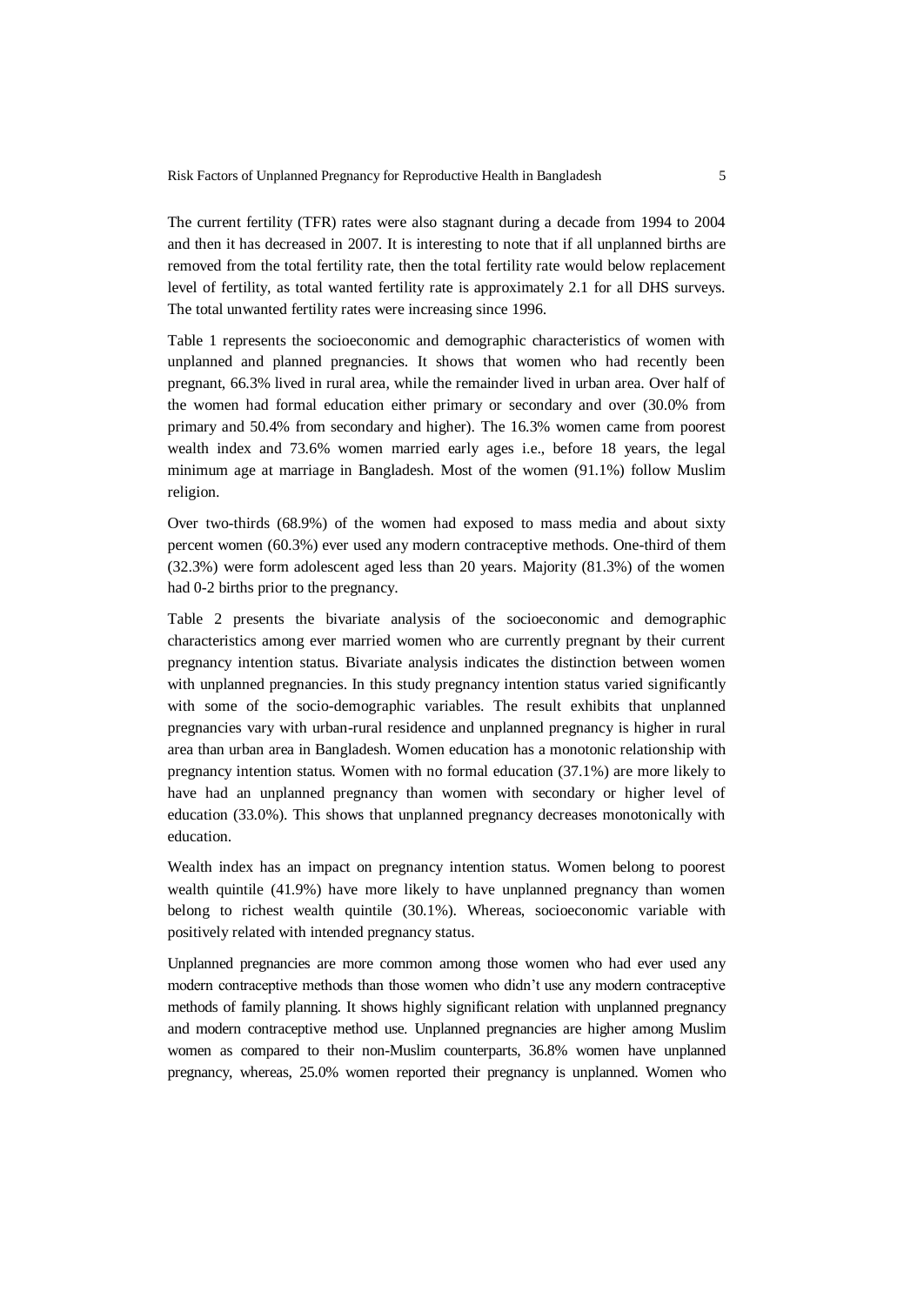The current fertility (TFR) rates were also stagnant during a decade from 1994 to 2004 and then it has decreased in 2007. It is interesting to note that if all unplanned births are removed from the total fertility rate, then the total fertility rate would below replacement level of fertility, as total wanted fertility rate is approximately 2.1 for all DHS surveys. The total unwanted fertility rates were increasing since 1996.

Table 1 represents the socioeconomic and demographic characteristics of women with unplanned and planned pregnancies. It shows that women who had recently been pregnant, 66.3% lived in rural area, while the remainder lived in urban area. Over half of the women had formal education either primary or secondary and over (30.0% from primary and 50.4% from secondary and higher). The 16.3% women came from poorest wealth index and 73.6% women married early ages i.e., before 18 years, the legal minimum age at marriage in Bangladesh. Most of the women (91.1%) follow Muslim religion.

Over two-thirds (68.9%) of the women had exposed to mass media and about sixty percent women (60.3%) ever used any modern contraceptive methods. One-third of them (32.3%) were form adolescent aged less than 20 years. Majority (81.3%) of the women had 0-2 births prior to the pregnancy.

Table 2 presents the bivariate analysis of the socioeconomic and demographic characteristics among ever married women who are currently pregnant by their current pregnancy intention status. Bivariate analysis indicates the distinction between women with unplanned pregnancies. In this study pregnancy intention status varied significantly with some of the socio-demographic variables. The result exhibits that unplanned pregnancies vary with urban-rural residence and unplanned pregnancy is higher in rural area than urban area in Bangladesh. Women education has a monotonic relationship with pregnancy intention status. Women with no formal education (37.1%) are more likely to have had an unplanned pregnancy than women with secondary or higher level of education (33.0%). This shows that unplanned pregnancy decreases monotonically with education.

Wealth index has an impact on pregnancy intention status. Women belong to poorest wealth quintile (41.9%) have more likely to have unplanned pregnancy than women belong to richest wealth quintile (30.1%). Whereas, socioeconomic variable with positively related with intended pregnancy status.

Unplanned pregnancies are more common among those women who had ever used any modern contraceptive methods than those women who didn't use any modern contraceptive methods of family planning. It shows highly significant relation with unplanned pregnancy and modern contraceptive method use. Unplanned pregnancies are higher among Muslim women as compared to their non-Muslim counterparts, 36.8% women have unplanned pregnancy, whereas, 25.0% women reported their pregnancy is unplanned. Women who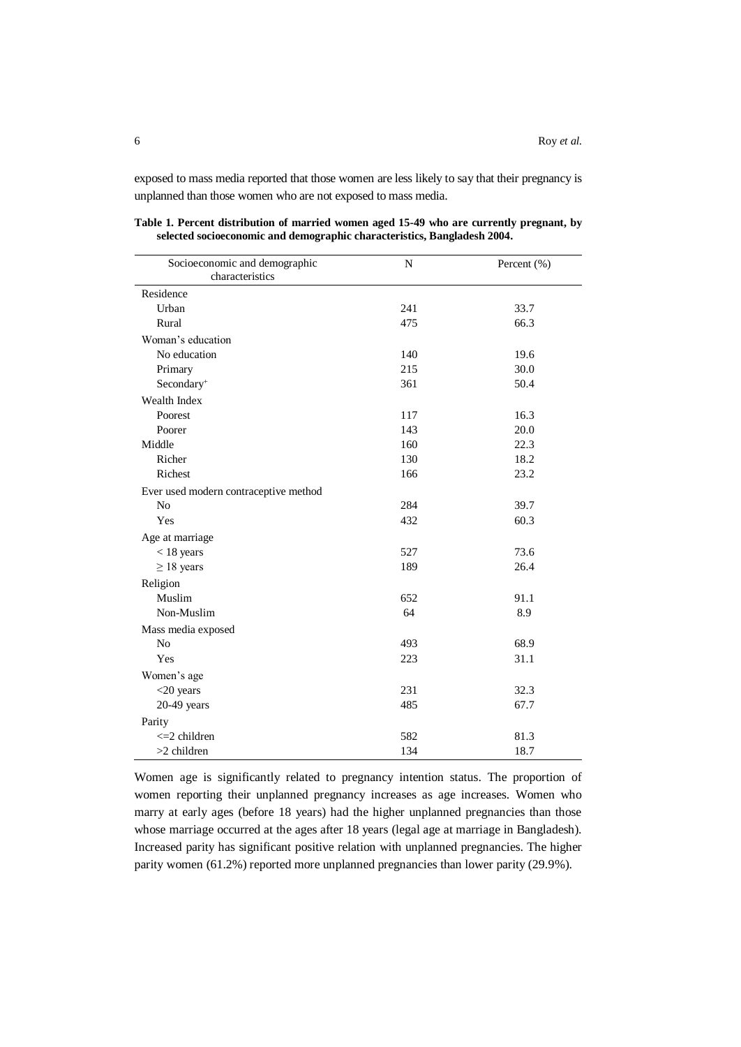exposed to mass media reported that those women are less likely to say that their pregnancy is unplanned than those women who are not exposed to mass media.

**Table 1. Percent distribution of married women aged 15-49 who are currently pregnant, by selected socioeconomic and demographic characteristics, Bangladesh 2004.**

| Socioeconomic and demographic characteristics | N | Percent (%) |
|---|---|---|
| Residence | | |
| Urban | 241 | 33.7 |
| Rural | 475 | 66.3 |
| Woman's education | | |
| No education | 140 | 19.6 |
| Primary | 215 | 30.0 |
| Secondary⁺ | 361 | 50.4 |
| Wealth Index | | |
| Poorest | 117 | 16.3 |
| Poorer | 143 | 20.0 |
| Middle | 160 | 22.3 |
| Richer | 130 | 18.2 |
| Richest | 166 | 23.2 |
| Ever used modern contraceptive method | | |
| No | 284 | 39.7 |
| Yes | 432 | 60.3 |
| Age at marriage | | |
| < 18 years | 527 | 73.6 |
| ≥ 18 years | 189 | 26.4 |
| Religion | | |
| Muslim | 652 | 91.1 |
| Non-Muslim | 64 | 8.9 |
| Mass media exposed | | |
| No | 493 | 68.9 |
| Yes | 223 | 31.1 |
| Women's age | | |
| <20 years | 231 | 32.3 |
| 20-49 years | 485 | 67.7 |
| Parity | | |
| <=2 children | 582 | 81.3 |
| >2 children | 134 | 18.7 |

Women age is significantly related to pregnancy intention status. The proportion of women reporting their unplanned pregnancy increases as age increases. Women who marry at early ages (before 18 years) had the higher unplanned pregnancies than those whose marriage occurred at the ages after 18 years (legal age at marriage in Bangladesh). Increased parity has significant positive relation with unplanned pregnancies. The higher parity women (61.2%) reported more unplanned pregnancies than lower parity (29.9%).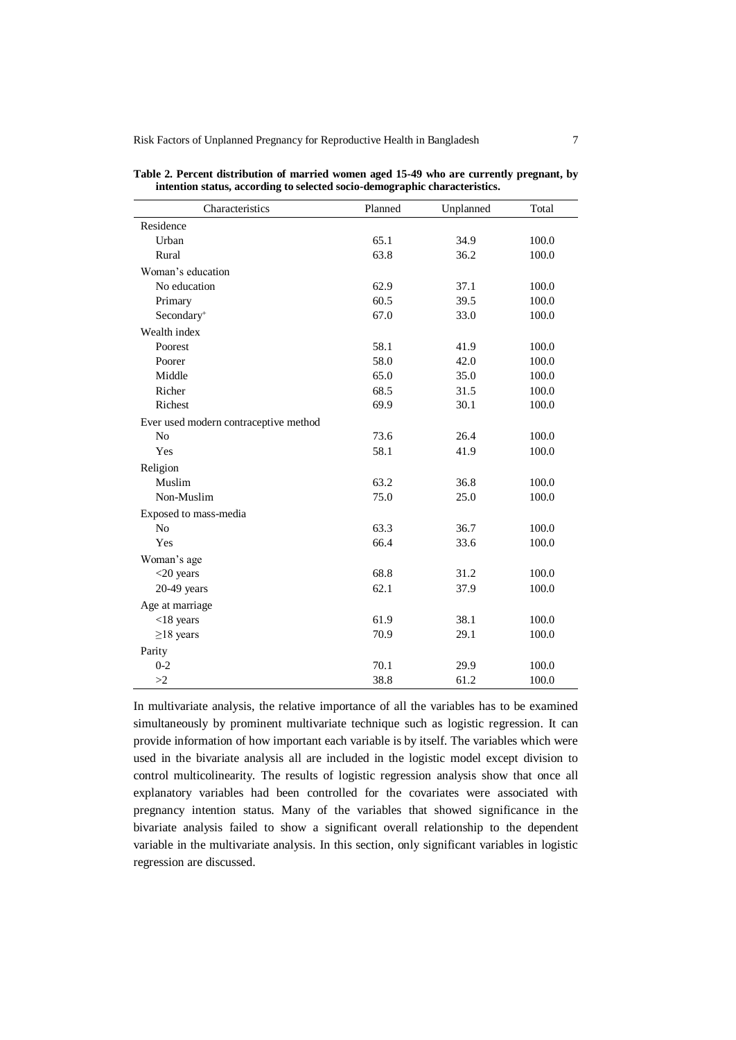**Table 2. Percent distribution of married women aged 15-49 who are currently pregnant, by intention status, according to selected socio-demographic characteristics.**

| Characteristics | Planned | Unplanned | Total |
|---|---|---|---|
| Residence | | | |
| Urban | 65.1 | 34.9 | 100.0 |
| Rural | 63.8 | 36.2 | 100.0 |
| Woman's education | | | |
| No education | 62.9 | 37.1 | 100.0 |
| Primary | 60.5 | 39.5 | 100.0 |
| Secondary$^{+}$ | 67.0 | 33.0 | 100.0 |
| Wealth index | | | |
| Poorest | 58.1 | 41.9 | 100.0 |
| Poorer | 58.0 | 42.0 | 100.0 |
| Middle | 65.0 | 35.0 | 100.0 |
| Richer | 68.5 | 31.5 | 100.0 |
| Richest | 69.9 | 30.1 | 100.0 |
| Ever used modern contraceptive method | | | |
| No | 73.6 | 26.4 | 100.0 |
| Yes | 58.1 | 41.9 | 100.0 |
| Religion | | | |
| Muslim | 63.2 | 36.8 | 100.0 |
| Non-Muslim | 75.0 | 25.0 | 100.0 |
| Exposed to mass-media | | | |
| No | 63.3 | 36.7 | 100.0 |
| Yes | 66.4 | 33.6 | 100.0 |
| Woman's age | | | |
| <20 years | 68.8 | 31.2 | 100.0 |
| 20-49 years | 62.1 | 37.9 | 100.0 |
| Age at marriage | | | |
| <18 years | 61.9 | 38.1 | 100.0 |
| ≥18 years | 70.9 | 29.1 | 100.0 |
| Parity | | | |
| 0-2 | 70.1 | 29.9 | 100.0 |
| >2 | 38.8 | 61.2 | 100.0 |

In multivariate analysis, the relative importance of all the variables has to be examined simultaneously by prominent multivariate technique such as logistic regression. It can provide information of how important each variable is by itself. The variables which were used in the bivariate analysis all are included in the logistic model except division to control multicolinearity. The results of logistic regression analysis show that once all explanatory variables had been controlled for the covariates were associated with pregnancy intention status. Many of the variables that showed significance in the bivariate analysis failed to show a significant overall relationship to the dependent variable in the multivariate analysis. In this section, only significant variables in logistic regression are discussed.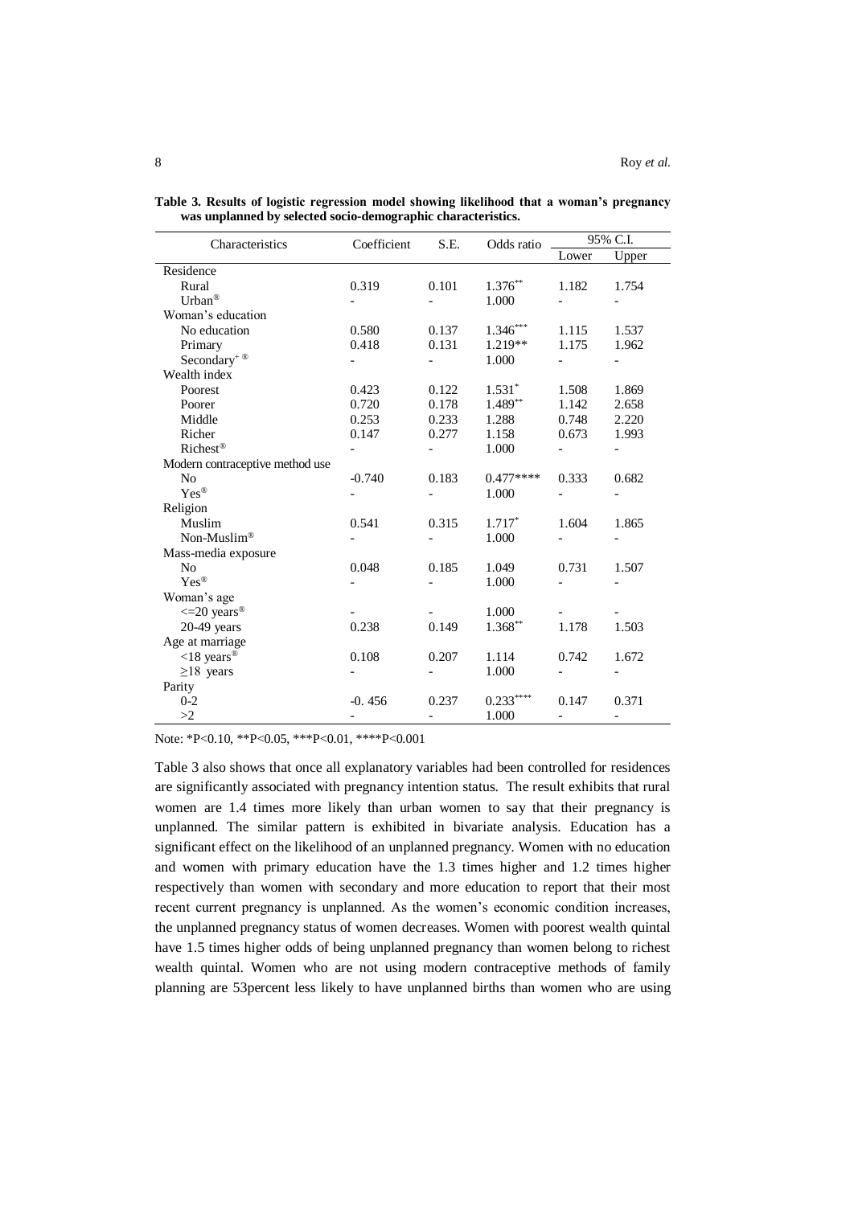**Table 3. Results of logistic regression model showing likelihood that a woman's pregnancy was unplanned by selected socio-demographic characteristics.**

| Characteristics | Coefficient | S.E. | Odds ratio | 95% C.I. | |
|---|---|---|---|---|---|
| | | | | Lower | Upper |
| Residence | | | | | |
| Rural | 0.319 | 0.101 | 1.376** | 1.182 | 1.754 |
| Urban® | - | - | 1.000 | - | - |
| Woman's education | | | | | |
| No education | 0.580 | 0.137 | 1.346*** | 1.115 | 1.537 |
| Primary | 0.418 | 0.131 | 1.219** | 1.175 | 1.962 |
| Secondary+ ® | - | - | 1.000 | - | - |
| Wealth index | | | | | |
| Poorest | 0.423 | 0.122 | 1.531* | 1.508 | 1.869 |
| Poorer | 0.720 | 0.178 | 1.489** | 1.142 | 2.658 |
| Middle | 0.253 | 0.233 | 1.288 | 0.748 | 2.220 |
| Richer | 0.147 | 0.277 | 1.158 | 0.673 | 1.993 |
| Richest® | - | - | 1.000 | - | - |
| Modern contraceptive method use | | | | | |
| No | -0.740 | 0.183 | 0.477**** | 0.333 | 0.682 |
| Yes® | - | - | 1.000 | - | - |
| Religion | | | | | |
| Muslim | 0.541 | 0.315 | 1.717* | 1.604 | 1.865 |
| Non-Muslim® | - | - | 1.000 | - | - |
| Mass-media exposure | | | | | |
| No | 0.048 | 0.185 | 1.049 | 0.731 | 1.507 |
| Yes® | - | - | 1.000 | - | - |
| Woman's age | | | | | |
| <=20 years® | - | - | 1.000 | - | - |
| 20-49 years | 0.238 | 0.149 | 1.368** | 1.178 | 1.503 |
| Age at marriage | | | | | |
| <18 years® | 0.108 | 0.207 | 1.114 | 0.742 | 1.672 |
| ≥18 years | - | - | 1.000 | - | - |
| Parity | | | | | |
| 0-2 | -0. 456 | 0.237 | 0.233**** | 0.147 | 0.371 |
| >2 | - | - | 1.000 | - | - |

Note: *P<0.10, **P<0.05, ***P<0.01, ****P<0.001

Table 3 also shows that once all explanatory variables had been controlled for residences are significantly associated with pregnancy intention status. The result exhibits that rural women are 1.4 times more likely than urban women to say that their pregnancy is unplanned. The similar pattern is exhibited in bivariate analysis. Education has a significant effect on the likelihood of an unplanned pregnancy. Women with no education and women with primary education have the 1.3 times higher and 1.2 times higher respectively than women with secondary and more education to report that their most recent current pregnancy is unplanned. As the women's economic condition increases, the unplanned pregnancy status of women decreases. Women with poorest wealth quintal have 1.5 times higher odds of being unplanned pregnancy than women belong to richest wealth quintal. Women who are not using modern contraceptive methods of family planning are 53percent less likely to have unplanned births than women who are using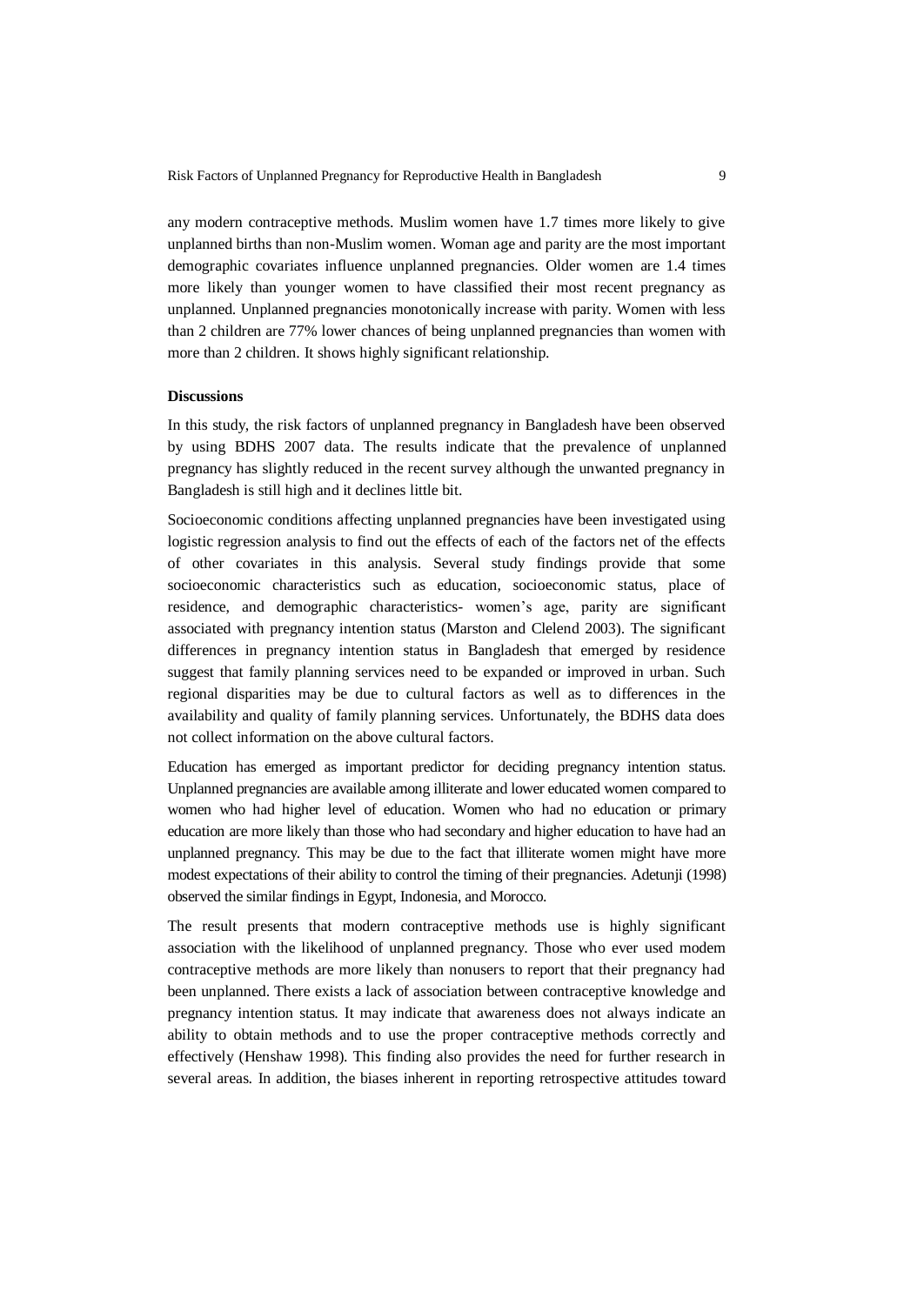any modern contraceptive methods. Muslim women have 1.7 times more likely to give unplanned births than non-Muslim women. Woman age and parity are the most important demographic covariates influence unplanned pregnancies. Older women are 1.4 times more likely than younger women to have classified their most recent pregnancy as unplanned. Unplanned pregnancies monotonically increase with parity. Women with less than 2 children are 77% lower chances of being unplanned pregnancies than women with more than 2 children. It shows highly significant relationship.

**Discussions**

In this study, the risk factors of unplanned pregnancy in Bangladesh have been observed by using BDHS 2007 data. The results indicate that the prevalence of unplanned pregnancy has slightly reduced in the recent survey although the unwanted pregnancy in Bangladesh is still high and it declines little bit.

Socioeconomic conditions affecting unplanned pregnancies have been investigated using logistic regression analysis to find out the effects of each of the factors net of the effects of other covariates in this analysis. Several study findings provide that some socioeconomic characteristics such as education, socioeconomic status, place of residence, and demographic characteristics- women's age, parity are significant associated with pregnancy intention status (Marston and Clelend 2003). The significant differences in pregnancy intention status in Bangladesh that emerged by residence suggest that family planning services need to be expanded or improved in urban. Such regional disparities may be due to cultural factors as well as to differences in the availability and quality of family planning services. Unfortunately, the BDHS data does not collect information on the above cultural factors.

Education has emerged as important predictor for deciding pregnancy intention status. Unplanned pregnancies are available among illiterate and lower educated women compared to women who had higher level of education. Women who had no education or primary education are more likely than those who had secondary and higher education to have had an unplanned pregnancy. This may be due to the fact that illiterate women might have more modest expectations of their ability to control the timing of their pregnancies. Adetunji (1998) observed the similar findings in Egypt, Indonesia, and Morocco.

The result presents that modern contraceptive methods use is highly significant association with the likelihood of unplanned pregnancy. Those who ever used modern contraceptive methods are more likely than nonusers to report that their pregnancy had been unplanned. There exists a lack of association between contraceptive knowledge and pregnancy intention status. It may indicate that awareness does not always indicate an ability to obtain methods and to use the proper contraceptive methods correctly and effectively (Henshaw 1998). This finding also provides the need for further research in several areas. In addition, the biases inherent in reporting retrospective attitudes toward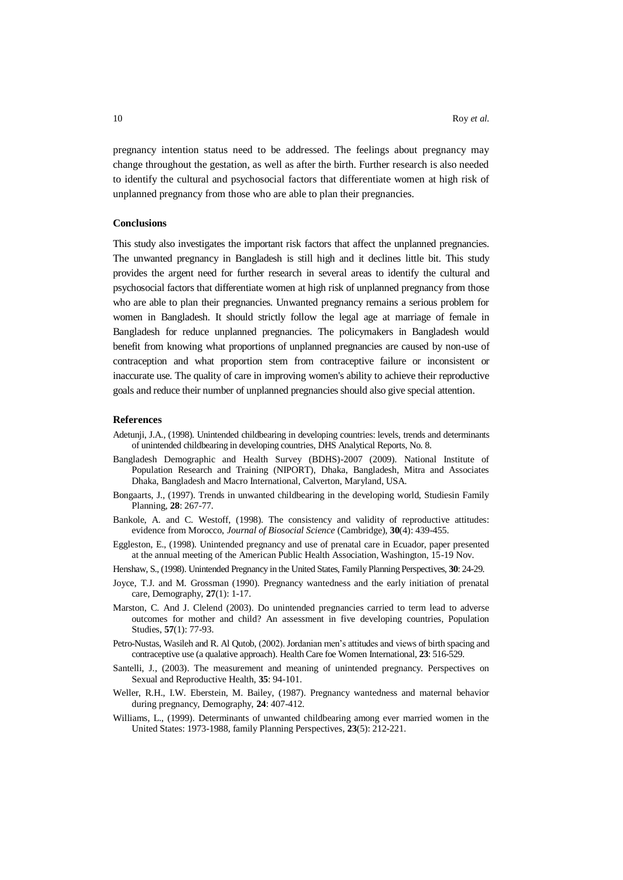pregnancy intention status need to be addressed. The feelings about pregnancy may change throughout the gestation, as well as after the birth. Further research is also needed to identify the cultural and psychosocial factors that differentiate women at high risk of unplanned pregnancy from those who are able to plan their pregnancies.

### Conclusions

This study also investigates the important risk factors that affect the unplanned pregnancies. The unwanted pregnancy in Bangladesh is still high and it declines little bit. This study provides the argent need for further research in several areas to identify the cultural and psychosocial factors that differentiate women at high risk of unplanned pregnancy from those who are able to plan their pregnancies. Unwanted pregnancy remains a serious problem for women in Bangladesh. It should strictly follow the legal age at marriage of female in Bangladesh for reduce unplanned pregnancies. The policymakers in Bangladesh would benefit from knowing what proportions of unplanned pregnancies are caused by non-use of contraception and what proportion stem from contraceptive failure or inconsistent or inaccurate use. The quality of care in improving women's ability to achieve their reproductive goals and reduce their number of unplanned pregnancies should also give special attention.

### References

Adetunji, J.A., (1998). Unintended childbearing in developing countries: levels, trends and determinants of unintended childbearing in developing countries, DHS Analytical Reports, No. 8.

Bangladesh Demographic and Health Survey (BDHS)-2007 (2009). National Institute of Population Research and Training (NIPORT), Dhaka, Bangladesh, Mitra and Associates Dhaka, Bangladesh and Macro International, Calverton, Maryland, USA.

Bongaarts, J., (1997). Trends in unwanted childbearing in the developing world, Studiesin Family Planning, **28**: 267-77.

Bankole, A. and C. Westoff, (1998). The consistency and validity of reproductive attitudes: evidence from Morocco, *Journal of Biosocial Science* (Cambridge), **30**(4): 439-455.

Eggleston, E., (1998). Unintended pregnancy and use of prenatal care in Ecuador, paper presented at the annual meeting of the American Public Health Association, Washington, 15-19 Nov.

Henshaw, S., (1998). Unintended Pregnancy in the United States, Family Planning Perspectives, **30**: 24-29.

Joyce, T.J. and M. Grossman (1990). Pregnancy wantedness and the early initiation of prenatal care, Demography, **27**(1): 1-17.

Marston, C. And J. Clelend (2003). Do unintended pregnancies carried to term lead to adverse outcomes for mother and child? An assessment in five developing countries, Population Studies, **57**(1): 77-93.

Petro-Nustas, Wasileh and R. Al Qutob, (2002). Jordanian men's attitudes and views of birth spacing and contraceptive use (a qualative approach). Health Care foe Women International, **23**: 516-529.

Santelli, J., (2003). The measurement and meaning of unintended pregnancy. Perspectives on Sexual and Reproductive Health, **35**: 94-101.

Weller, R.H., I.W. Eberstein, M. Bailey, (1987). Pregnancy wantedness and maternal behavior during pregnancy, Demography, **24**: 407-412.

Williams, L., (1999). Determinants of unwanted childbearing among ever married women in the United States: 1973-1988, family Planning Perspectives, **23**(5): 212-221.